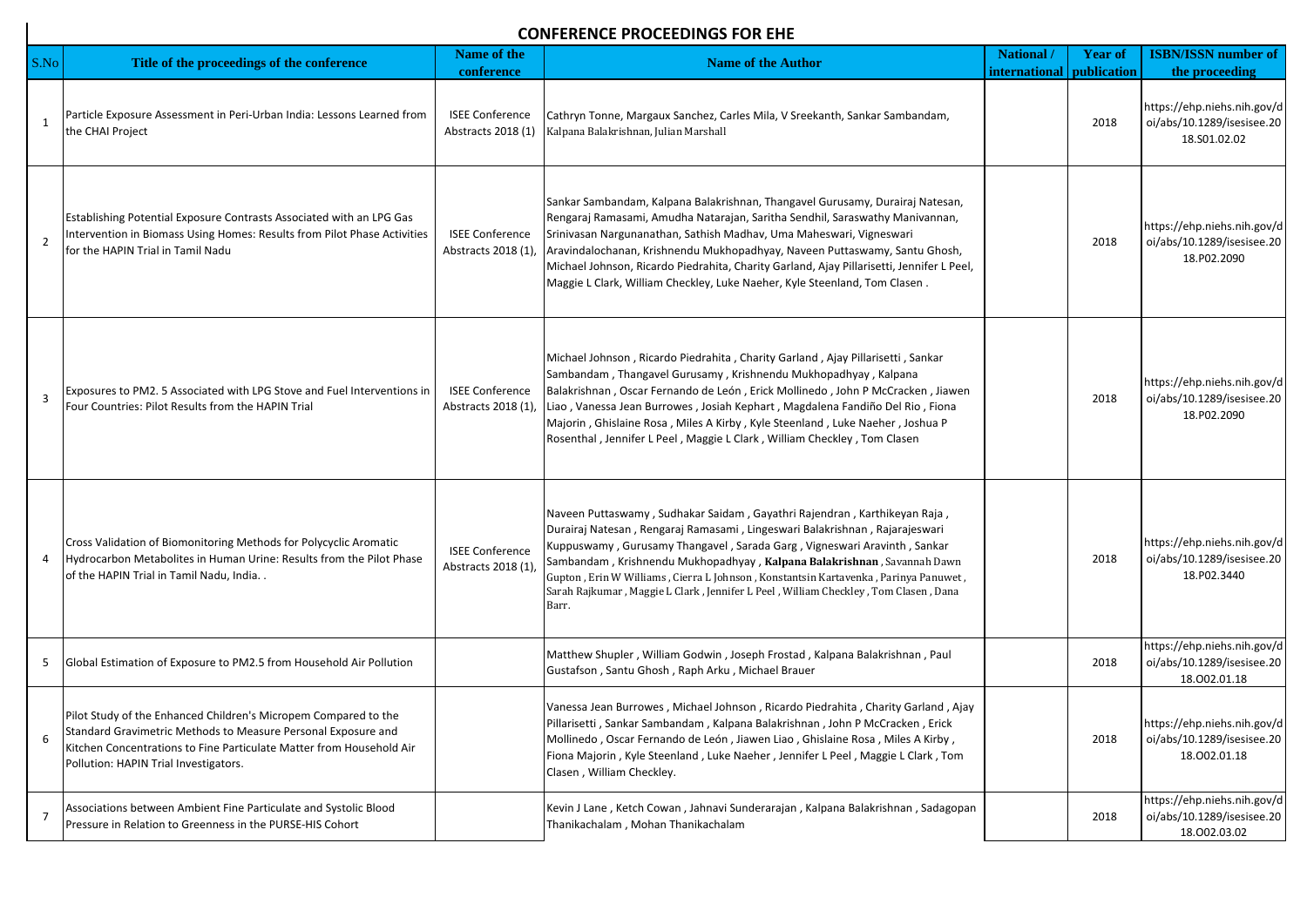## CONFERENCE PROCEEDINGS FOR EHE

| S.No | Title of the proceedings of the conference | Name of the conference | Name of the Author | National / international | Year of publication | ISBN/ISSN number of the proceeding |
|---|---|---|---|---|---|---|
| 1 | Particle Exposure Assessment in Peri-Urban India: Lessons Learned from the CHAI Project | ISEE Conference Abstracts 2018 (1) | Cathryn Tonne, Margaux Sanchez, Carles Mila, V Sreekanth, Sankar Sambandam, Kalpana Balakrishnan, Julian Marshall | | 2018 | https://ehp.niehs.nih.gov/doi/abs/10.1289/isesisee.2018.S01.02.02 |
| 2 | Establishing Potential Exposure Contrasts Associated with an LPG Gas Intervention in Biomass Using Homes: Results from Pilot Phase Activities for the HAPIN Trial in Tamil Nadu | ISEE Conference Abstracts 2018 (1), | Sankar Sambandam, Kalpana Balakrishnan, Thangavel Gurusamy, Durairaj Natesan, Rengaraj Ramasami, Amudha Natarajan, Saritha Sendhil, Saraswathy Manivannan, Srinivasan Nargunanathan, Sathish Madhav, Uma Maheswari, Vigneswari Aravindalochanan, Krishnendu Mukhopadhyay, Naveen Puttaswamy, Santu Ghosh, Michael Johnson, Ricardo Piedrahita, Charity Garland, Ajay Pillarisetti, Jennifer L Peel, Maggie L Clark, William Checkley, Luke Naeher, Kyle Steenland, Tom Clasen . | | 2018 | https://ehp.niehs.nih.gov/doi/abs/10.1289/isesisee.2018.P02.2090 |
| 3 | Exposures to PM2. 5 Associated with LPG Stove and Fuel Interventions in Four Countries: Pilot Results from the HAPIN Trial | ISEE Conference Abstracts 2018 (1), | Michael Johnson , Ricardo Piedrahita , Charity Garland , Ajay Pillarisetti , Sankar Sambandam , Thangavel Gurusamy , Krishnendu Mukhopadhyay , Kalpana Balakrishnan , Oscar Fernando de León , Erick Mollinedo , John P McCracken , Jiawen Liao , Vanessa Jean Burrowes , Josiah Kephart , Magdalena Fandiño Del Rio , Fiona Majorin , Ghislaine Rosa , Miles A Kirby , Kyle Steenland , Luke Naeher , Joshua P Rosenthal , Jennifer L Peel , Maggie L Clark , William Checkley , Tom Clasen | | 2018 | https://ehp.niehs.nih.gov/doi/abs/10.1289/isesisee.2018.P02.2090 |
| 4 | Cross Validation of Biomonitoring Methods for Polycyclic Aromatic Hydrocarbon Metabolites in Human Urine: Results from the Pilot Phase of the HAPIN Trial in Tamil Nadu, India. . | ISEE Conference Abstracts 2018 (1), | Naveen Puttaswamy , Sudhakar Saidam , Gayathri Rajendran , Karthikeyan Raja , Durairaj Natesan , Rengaraj Ramasami , Lingeswari Balakrishnan , Rajarajeswari Kuppuswamy , Gurusamy Thangavel , Sarada Garg , Vigneswari Aravinth , Sankar Sambandam , Krishnendu Mukhopadhyay , **Kalpana Balakrishnan** , Savannah Dawn Gupton , Erin W Williams , Cierra L Johnson , Konstantsin Kartavenka , Parinya Panuwet , Sarah Rajkumar , Maggie L Clark , Jennifer L Peel , William Checkley , Tom Clasen , Dana Barr. | | 2018 | https://ehp.niehs.nih.gov/doi/abs/10.1289/isesisee.2018.P02.3440 |
| 5 | Global Estimation of Exposure to PM2.5 from Household Air Pollution | | Matthew Shupler , William Godwin , Joseph Frostad , Kalpana Balakrishnan , Paul Gustafson , Santu Ghosh , Raph Arku , Michael Brauer | | 2018 | https://ehp.niehs.nih.gov/doi/abs/10.1289/isesisee.2018.O02.01.18 |
| 6 | Pilot Study of the Enhanced Children's Micropem Compared to the Standard Gravimetric Methods to Measure Personal Exposure and Kitchen Concentrations to Fine Particulate Matter from Household Air Pollution: HAPIN Trial Investigators. | | Vanessa Jean Burrowes , Michael Johnson , Ricardo Piedrahita , Charity Garland , Ajay Pillarisetti , Sankar Sambandam , Kalpana Balakrishnan , John P McCracken , Erick Mollinedo , Oscar Fernando de León , Jiawen Liao , Ghislaine Rosa , Miles A Kirby , Fiona Majorin , Kyle Steenland , Luke Naeher , Jennifer L Peel , Maggie L Clark , Tom Clasen , William Checkley. | | 2018 | https://ehp.niehs.nih.gov/doi/abs/10.1289/isesisee.2018.O02.01.18 |
| 7 | Associations between Ambient Fine Particulate and Systolic Blood Pressure in Relation to Greenness in the PURSE-HIS Cohort | | Kevin J Lane , Ketch Cowan , Jahnavi Sunderarajan , Kalpana Balakrishnan , Sadagopan Thanikachalam , Mohan Thanikachalam | | 2018 | https://ehp.niehs.nih.gov/doi/abs/10.1289/isesisee.2018.O02.03.02 |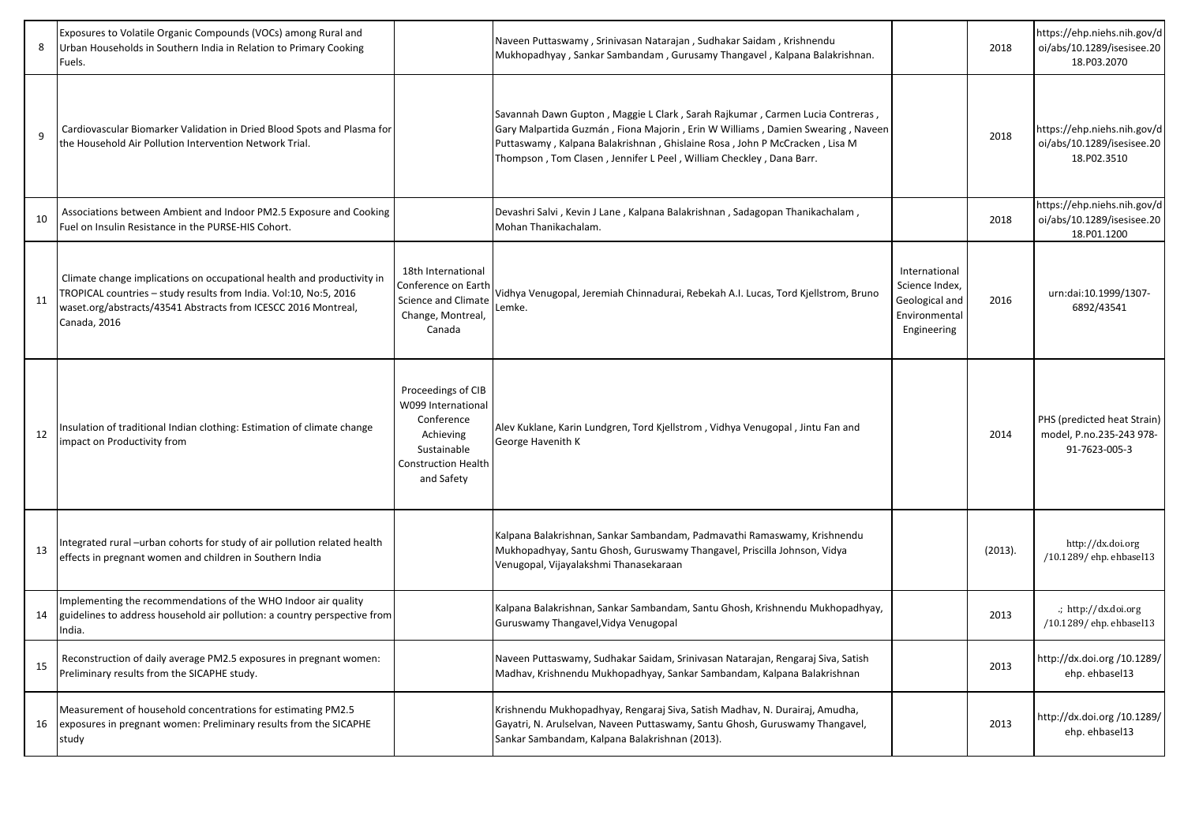| 8 | Exposures to Volatile Organic Compounds (VOCs) among Rural and Urban Households in Southern India in Relation to Primary Cooking Fuels. | | Naveen Puttaswamy , Srinivasan Natarajan , Sudhakar Saidam , Krishnendu Mukhopadhyay , Sankar Sambandam , Gurusamy Thangavel , Kalpana Balakrishnan. | | 2018 | https://ehp.niehs.nih.gov/doi/abs/10.1289/isesisee.2018.P03.2070 |
|---|---|---|---|---|---|---|
| 9 | Cardiovascular Biomarker Validation in Dried Blood Spots and Plasma for the Household Air Pollution Intervention Network Trial. | | Savannah Dawn Gupton , Maggie L Clark , Sarah Rajkumar , Carmen Lucia Contreras , Gary Malpartida Guzmán , Fiona Majorin , Erin W Williams , Damien Swearing , Naveen Puttaswamy , Kalpana Balakrishnan , Ghislaine Rosa , John P McCracken , Lisa M Thompson , Tom Clasen , Jennifer L Peel , William Checkley , Dana Barr. | | 2018 | https://ehp.niehs.nih.gov/doi/abs/10.1289/isesisee.2018.P02.3510 |
| 10 | Associations between Ambient and Indoor PM2.5 Exposure and Cooking Fuel on Insulin Resistance in the PURSE-HIS Cohort. | | Devashri Salvi , Kevin J Lane , Kalpana Balakrishnan , Sadagopan Thanikachalam , Mohan Thanikachalam. | | 2018 | https://ehp.niehs.nih.gov/doi/abs/10.1289/isesisee.2018.P01.1200 |
| 11 | Climate change implications on occupational health and productivity in TROPICAL countries – study results from India. Vol:10, No:5, 2016 waset.org/abstracts/43541 Abstracts from ICESCC 2016 Montreal, Canada, 2016 | 18th International Conference on Earth Science and Climate Change, Montreal, Canada | Vidhya Venugopal, Jeremiah Chinnadurai, Rebekah A.I. Lucas, Tord Kjellstrom, Bruno Lemke. | International Science Index, Geological and Environmental Engineering | 2016 | urn:dai:10.1999/1307-6892/43541 |
| 12 | Insulation of traditional Indian clothing: Estimation of climate change impact on Productivity from | Proceedings of CIB W099 International Conference Achieving Sustainable Construction Health and Safety | Alev Kuklane, Karin Lundgren, Tord Kjellstrom , Vidhya Venugopal , Jintu Fan and George Havenith K | | 2014 | PHS (predicted heat Strain) model, P.no.235-243 978-91-7623-005-3 |
| 13 | Integrated rural –urban cohorts for study of air pollution related health effects in pregnant women and children in Southern India | | Kalpana Balakrishnan, Sankar Sambandam, Padmavathi Ramaswamy, Krishnendu Mukhopadhyay, Santu Ghosh, Guruswamy Thangavel, Priscilla Johnson, Vidya Venugopal, Vijayalakshmi Thanasekaraan | | (2013). | http://dx.doi.org /10.1289/ ehp. ehbasel13 |
| 14 | Implementing the recommendations of the WHO Indoor air quality guidelines to address household air pollution: a country perspective from India. | | Kalpana Balakrishnan, Sankar Sambandam, Santu Ghosh, Krishnendu Mukhopadhyay, Guruswamy Thangavel,Vidya Venugopal | | 2013 | .; http://dx.doi.org /10.1289/ ehp. ehbasel13 |
| 15 | Reconstruction of daily average PM2.5 exposures in pregnant women: Preliminary results from the SICAPHE study. | | Naveen Puttaswamy, Sudhakar Saidam, Srinivasan Natarajan, Rengaraj Siva, Satish Madhav, Krishnendu Mukhopadhyay, Sankar Sambandam, Kalpana Balakrishnan | | 2013 | http://dx.doi.org /10.1289/ ehp. ehbasel13 |
| 16 | Measurement of household concentrations for estimating PM2.5 exposures in pregnant women: Preliminary results from the SICAPHE study | | Krishnendu Mukhopadhyay, Rengaraj Siva, Satish Madhav, N. Durairaj, Amudha, Gayatri, N. Arulselvan, Naveen Puttaswamy, Santu Ghosh, Guruswamy Thangavel, Sankar Sambandam, Kalpana Balakrishnan (2013). | | 2013 | http://dx.doi.org /10.1289/ ehp. ehbasel13 |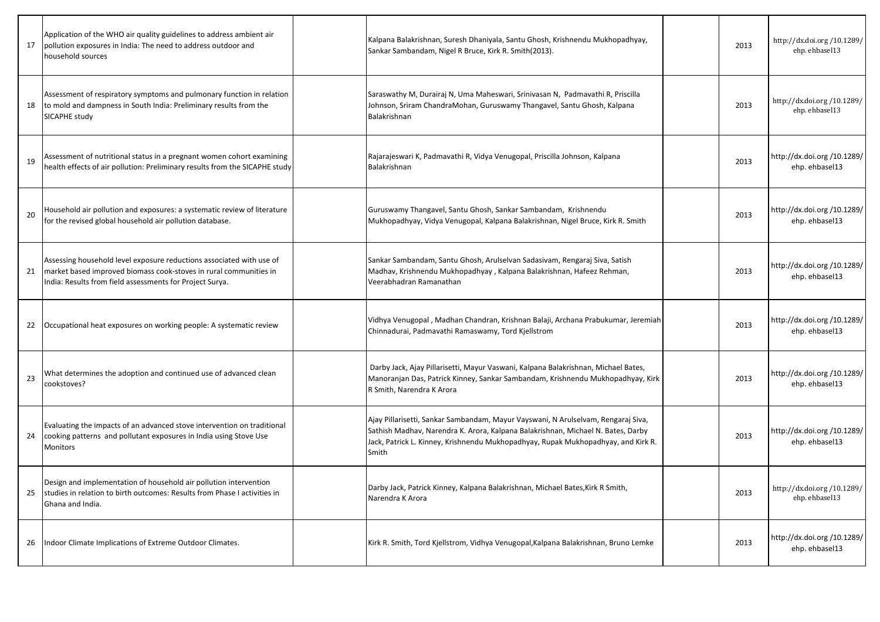| | | | | | | |
|---|---|---|---|---|---|---|
| 17 | Application of the WHO air quality guidelines to address ambient air pollution exposures in India: The need to address outdoor and household sources | | Kalpana Balakrishnan, Suresh Dhaniyala, Santu Ghosh, Krishnendu Mukhopadhyay, Sankar Sambandam, Nigel R Bruce, Kirk R. Smith(2013). | | 2013 | http://dx.doi.org /10.1289/ ehp. ehbasel13 |
| 18 | Assessment of respiratory symptoms and pulmonary function in relation to mold and dampness in South India: Preliminary results from the SICAPHE study | | Saraswathy M, Durairaj N, Uma Maheswari, Srinivasan N, Padmavathi R, Priscilla Johnson, Sriram ChandraMohan, Guruswamy Thangavel, Santu Ghosh, Kalpana Balakrishnan | | 2013 | http://dx.doi.org /10.1289/ ehp. ehbasel13 |
| 19 | Assessment of nutritional status in a pregnant women cohort examining health effects of air pollution: Preliminary results from the SICAPHE study | | Rajarajeswari K, Padmavathi R, Vidya Venugopal, Priscilla Johnson, Kalpana Balakrishnan | | 2013 | http://dx.doi.org /10.1289/ ehp. ehbasel13 |
| 20 | Household air pollution and exposures: a systematic review of literature for the revised global household air pollution database. | | Guruswamy Thangavel, Santu Ghosh, Sankar Sambandam, Krishnendu Mukhopadhyay, Vidya Venugopal, Kalpana Balakrishnan, Nigel Bruce, Kirk R. Smith | | 2013 | http://dx.doi.org /10.1289/ ehp. ehbasel13 |
| 21 | Assessing household level exposure reductions associated with use of market based improved biomass cook-stoves in rural communities in India: Results from field assessments for Project Surya. | | Sankar Sambandam, Santu Ghosh, Arulselvan Sadasivam, Rengaraj Siva, Satish Madhav, Krishnendu Mukhopadhyay , Kalpana Balakrishnan, Hafeez Rehman, Veerabhadran Ramanathan | | 2013 | http://dx.doi.org /10.1289/ ehp. ehbasel13 |
| 22 | Occupational heat exposures on working people: A systematic review | | Vidhya Venugopal , Madhan Chandran, Krishnan Balaji, Archana Prabukumar, Jeremiah Chinnadurai, Padmavathi Ramaswamy, Tord Kjellstrom | | 2013 | http://dx.doi.org /10.1289/ ehp. ehbasel13 |
| 23 | What determines the adoption and continued use of advanced clean cookstoves? | | Darby Jack, Ajay Pillarisetti, Mayur Vaswani, Kalpana Balakrishnan, Michael Bates, Manoranjan Das, Patrick Kinney, Sankar Sambandam, Krishnendu Mukhopadhyay, Kirk R Smith, Narendra K Arora | | 2013 | http://dx.doi.org /10.1289/ ehp. ehbasel13 |
| 24 | Evaluating the impacts of an advanced stove intervention on traditional cooking patterns and pollutant exposures in India using Stove Use Monitors | | Ajay Pillarisetti, Sankar Sambandam, Mayur Vayswani, N Arulselvam, Rengaraj Siva, Sathish Madhav, Narendra K. Arora, Kalpana Balakrishnan, Michael N. Bates, Darby Jack, Patrick L. Kinney, Krishnendu Mukhopadhyay, Rupak Mukhopadhyay, and Kirk R. Smith | | 2013 | http://dx.doi.org /10.1289/ ehp. ehbasel13 |
| 25 | Design and implementation of household air pollution intervention studies in relation to birth outcomes: Results from Phase I activities in Ghana and India. | | Darby Jack, Patrick Kinney, Kalpana Balakrishnan, Michael Bates,Kirk R Smith, Narendra K Arora | | 2013 | http://dx.doi.org /10.1289/ ehp. ehbasel13 |
| 26 | Indoor Climate Implications of Extreme Outdoor Climates. | | Kirk R. Smith, Tord Kjellstrom, Vidhya Venugopal,Kalpana Balakrishnan, Bruno Lemke | | 2013 | http://dx.doi.org /10.1289/ ehp. ehbasel13 |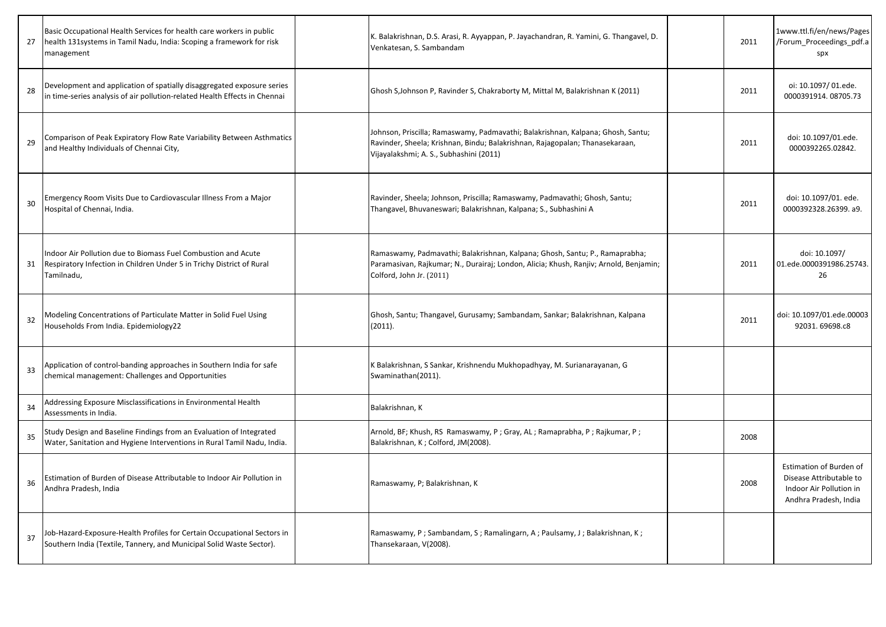| | | | | | | |
|---|---|---|---|---|---|---|
| 27 | Basic Occupational Health Services for health care workers in public health 131systems in Tamil Nadu, India: Scoping a framework for risk management | | K. Balakrishnan, D.S. Arasi, R. Ayyappan, P. Jayachandran, R. Yamini, G. Thangavel, D. Venkatesan, S. Sambandam | | 2011 | 1www.ttl.fi/en/news/Pages/Forum_Proceedings_pdf.aspx |
| 28 | Development and application of spatially disaggregated exposure series in time-series analysis of air pollution-related Health Effects in Chennai | | Ghosh S,Johnson P, Ravinder S, Chakraborty M, Mittal M, Balakrishnan K (2011) | | 2011 | oi: 10.1097/ 01.ede. 0000391914. 08705.73 |
| 29 | Comparison of Peak Expiratory Flow Rate Variability Between Asthmatics and Healthy Individuals of Chennai City, | | Johnson, Priscilla; Ramaswamy, Padmavathi; Balakrishnan, Kalpana; Ghosh, Santu; Ravinder, Sheela; Krishnan, Bindu; Balakrishnan, Rajagopalan; Thanasekaraan, Vijayalakshmi; A. S., Subhashini (2011) | | 2011 | doi: 10.1097/01.ede. 0000392265.02842. |
| 30 | Emergency Room Visits Due to Cardiovascular Illness From a Major Hospital of Chennai, India. | | Ravinder, Sheela; Johnson, Priscilla; Ramaswamy, Padmavathi; Ghosh, Santu; Thangavel, Bhuvaneswari; Balakrishnan, Kalpana; S., Subhashini A | | 2011 | doi: 10.1097/01. ede. 0000392328.26399. a9. |
| 31 | Indoor Air Pollution due to Biomass Fuel Combustion and Acute Respiratory Infection in Children Under 5 in Trichy District of Rural Tamilnadu, | | Ramaswamy, Padmavathi; Balakrishnan, Kalpana; Ghosh, Santu; P., Ramaprabha; Paramasivan, Rajkumar; N., Durairaj; London, Alicia; Khush, Ranjiv; Arnold, Benjamin; Colford, John Jr. (2011) | | 2011 | doi: 10.1097/ 01.ede.0000391986.25743.26 |
| 32 | Modeling Concentrations of Particulate Matter in Solid Fuel Using Households From India. Epidemiology22 | | Ghosh, Santu; Thangavel, Gurusamy; Sambandam, Sankar; Balakrishnan, Kalpana (2011). | | 2011 | doi: 10.1097/01.ede.0000392031. 69698.c8 |
| 33 | Application of control-banding approaches in Southern India for safe chemical management: Challenges and Opportunities | | K Balakrishnan, S Sankar, Krishnendu Mukhopadhyay, M. Surianarayanan, G Swaminathan(2011). | | | |
| 34 | Addressing Exposure Misclassifications in Environmental Health Assessments in India. | | Balakrishnan, K | | | |
| 35 | Study Design and Baseline Findings from an Evaluation of Integrated Water, Sanitation and Hygiene Interventions in Rural Tamil Nadu, India. | | Arnold, BF; Khush, RS Ramaswamy, P ; Gray, AL ; Ramaprabha, P ; Rajkumar, P ; Balakrishnan, K ; Colford, JM(2008). | | 2008 | |
| 36 | Estimation of Burden of Disease Attributable to Indoor Air Pollution in Andhra Pradesh, India | | Ramaswamy, P; Balakrishnan, K | | 2008 | Estimation of Burden of Disease Attributable to Indoor Air Pollution in Andhra Pradesh, India |
| 37 | Job-Hazard-Exposure-Health Profiles for Certain Occupational Sectors in Southern India (Textile, Tannery, and Municipal Solid Waste Sector). | | Ramaswamy, P ; Sambandam, S ; Ramalingarn, A ; Paulsamy, J ; Balakrishnan, K ; Thansekaraan, V(2008). | | | |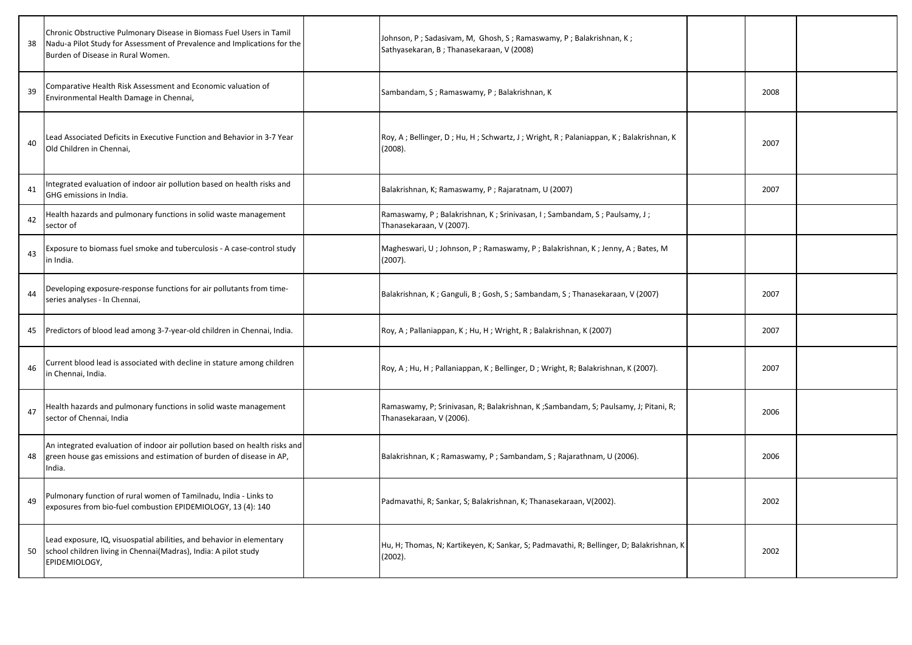| | | | | | | |
|---|---|---|---|---|---|---|
| 38 | Chronic Obstructive Pulmonary Disease in Biomass Fuel Users in Tamil Nadu-a Pilot Study for Assessment of Prevalence and Implications for the Burden of Disease in Rural Women. | | Johnson, P ; Sadasivam, M, Ghosh, S ; Ramaswamy, P ; Balakrishnan, K ; Sathyasekaran, B ; Thanasekaraan, V (2008) | | | |
| 39 | Comparative Health Risk Assessment and Economic valuation of Environmental Health Damage in Chennai, | | Sambandam, S ; Ramaswamy, P ; Balakrishnan, K | | 2008 | |
| 40 | Lead Associated Deficits in Executive Function and Behavior in 3-7 Year Old Children in Chennai, | | Roy, A ; Bellinger, D ; Hu, H ; Schwartz, J ; Wright, R ; Palaniappan, K ; Balakrishnan, K (2008). | | 2007 | |
| 41 | Integrated evaluation of indoor air pollution based on health risks and GHG emissions in India. | | Balakrishnan, K; Ramaswamy, P ; Rajaratnam, U (2007) | | 2007 | |
| 42 | Health hazards and pulmonary functions in solid waste management sector of | | Ramaswamy, P ; Balakrishnan, K ; Srinivasan, I ; Sambandam, S ; Paulsamy, J ; Thanasekaraan, V (2007). | | | |
| 43 | Exposure to biomass fuel smoke and tuberculosis - A case-control study in India. | | Magheswari, U ; Johnson, P ; Ramaswamy, P ; Balakrishnan, K ; Jenny, A ; Bates, M (2007). | | | |
| 44 | Developing exposure-response functions for air pollutants from time-series analyses - In Chennai, | | Balakrishnan, K ; Ganguli, B ; Gosh, S ; Sambandam, S ; Thanasekaraan, V (2007) | | 2007 | |
| 45 | Predictors of blood lead among 3-7-year-old children in Chennai, India. | | Roy, A ; Pallaniappan, K ; Hu, H ; Wright, R ; Balakrishnan, K (2007) | | 2007 | |
| 46 | Current blood lead is associated with decline in stature among children in Chennai, India. | | Roy, A ; Hu, H ; Pallaniappan, K ; Bellinger, D ; Wright, R; Balakrishnan, K (2007). | | 2007 | |
| 47 | Health hazards and pulmonary functions in solid waste management sector of Chennai, India | | Ramaswamy, P; Srinivasan, R; Balakrishnan, K ;Sambandam, S; Paulsamy, J; Pitani, R; Thanasekaraan, V (2006). | | 2006 | |
| 48 | An integrated evaluation of indoor air pollution based on health risks and green house gas emissions and estimation of burden of disease in AP, India. | | Balakrishnan, K ; Ramaswamy, P ; Sambandam, S ; Rajarathnam, U (2006). | | 2006 | |
| 49 | Pulmonary function of rural women of Tamilnadu, India - Links to exposures from bio-fuel combustion EPIDEMIOLOGY, 13 (4): 140 | | Padmavathi, R; Sankar, S; Balakrishnan, K; Thanasekaraan, V(2002). | | 2002 | |
| 50 | Lead exposure, IQ, visuospatial abilities, and behavior in elementary school children living in Chennai(Madras), India: A pilot study EPIDEMIOLOGY, | | Hu, H; Thomas, N; Kartikeyen, K; Sankar, S; Padmavathi, R; Bellinger, D; Balakrishnan, K (2002). | | 2002 | |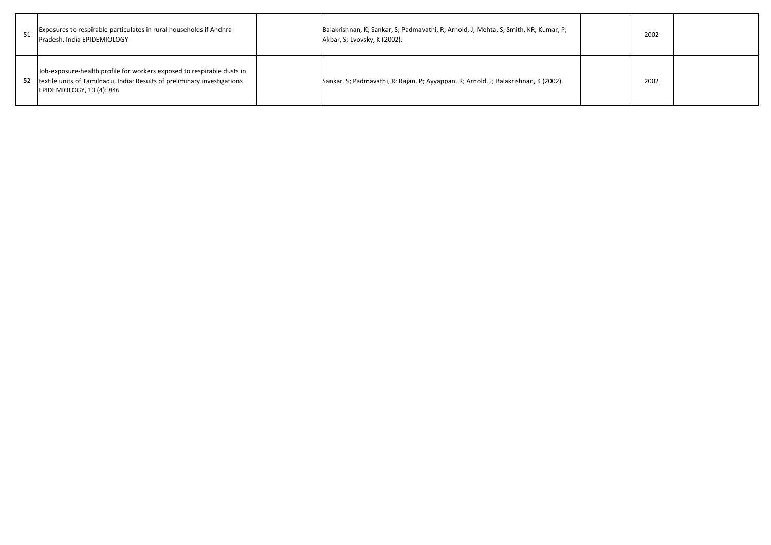| | | | | | | |
|---|---|---|---|---|---|---|
| 51 | Exposures to respirable particulates in rural households if Andhra Pradesh, India EPIDEMIOLOGY | | Balakrishnan, K; Sankar, S; Padmavathi, R; Arnold, J; Mehta, S; Smith, KR; Kumar, P; Akbar, S; Lvovsky, K (2002). | | 2002 | |
| 52 | Job-exposure-health profile for workers exposed to respirable dusts in textile units of Tamilnadu, India: Results of preliminary investigations EPIDEMIOLOGY, 13 (4): 846 | | Sankar, S; Padmavathi, R; Rajan, P; Ayyappan, R; Arnold, J; Balakrishnan, K (2002). | | 2002 | |